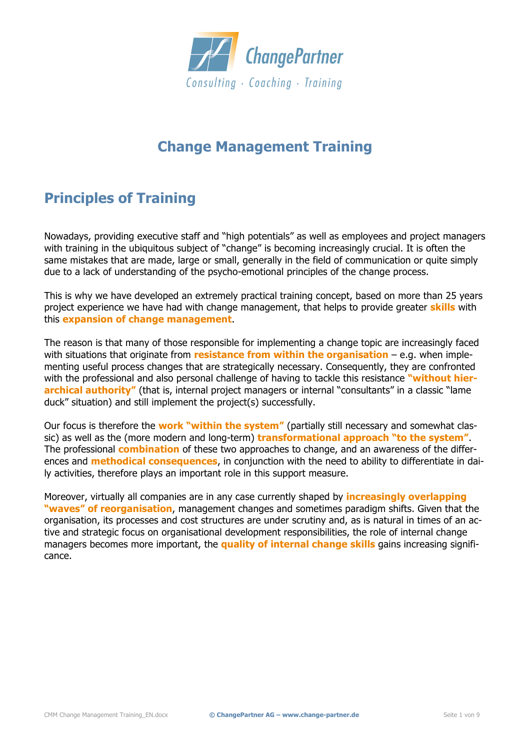ChangePartner

Consulting · Coaching · Training

# Change Management Training

## Principles of Training

Nowadays, providing executive staff and "high potentials" as well as employees and project managers with training in the ubiquitous subject of "change" is becoming increasingly crucial. It is often the same mistakes that are made, large or small, generally in the field of communication or quite simply due to a lack of understanding of the psycho-emotional principles of the change process.

This is why we have developed an extremely practical training concept, based on more than 25 years project experience we have had with change management, that helps to provide greater **skills** with this **expansion of change management**.

The reason is that many of those responsible for implementing a change topic are increasingly faced with situations that originate from **resistance from within the organisation** – e.g. when implementing useful process changes that are strategically necessary. Consequently, they are confronted with the professional and also personal challenge of having to tackle this resistance **"without hierarchical authority"** (that is, internal project managers or internal "consultants" in a classic "lame duck" situation) and still implement the project(s) successfully.

Our focus is therefore the **work "within the system"** (partially still necessary and somewhat classic) as well as the (more modern and long-term) **transformational approach "to the system"**. The professional **combination** of these two approaches to change, and an awareness of the differences and **methodical consequences**, in conjunction with the need to ability to differentiate in daily activities, therefore plays an important role in this support measure.

Moreover, virtually all companies are in any case currently shaped by **increasingly overlapping "waves" of reorganisation**, management changes and sometimes paradigm shifts. Given that the organisation, its processes and cost structures are under scrutiny and, as is natural in times of an active and strategic focus on organisational development responsibilities, the role of internal change managers becomes more important, the **quality of internal change skills** gains increasing significance.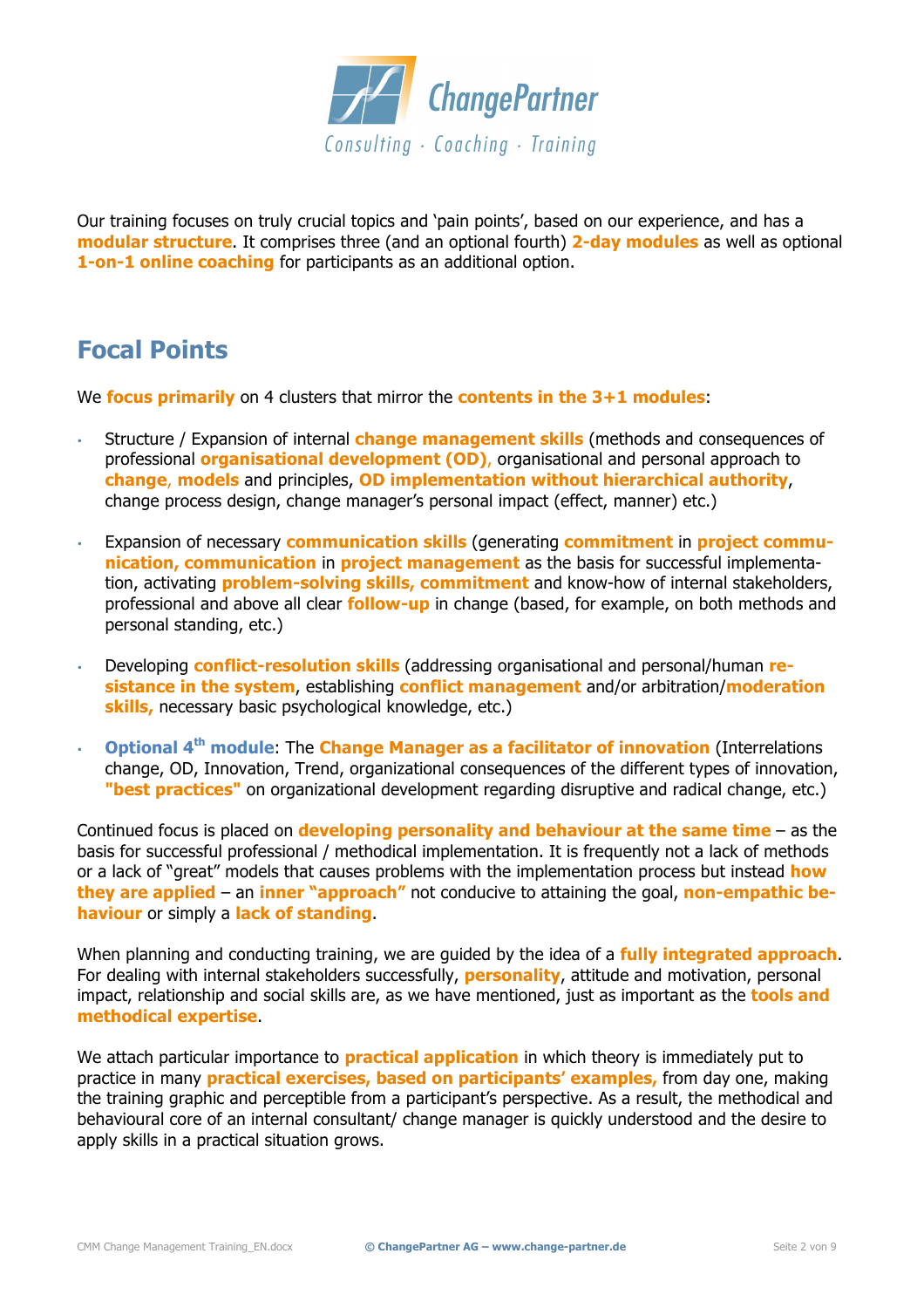Our training focuses on truly crucial topics and 'pain points', based on our experience, and has a **modular structure**. It comprises three (and an optional fourth) **2-day modules** as well as optional **1-on-1 online coaching** for participants as an additional option.

## Focal Points

We **focus primarily** on 4 clusters that mirror the **contents in the 3+1 modules**:

- Structure / Expansion of internal **change management skills** (methods and consequences of professional **organisational development (OD)**, organisational and personal approach to **change**, **models** and principles, **OD implementation without hierarchical authority**, change process design, change manager's personal impact (effect, manner) etc.)

- Expansion of necessary **communication skills** (generating **commitment** in **project communication, communication** in **project management** as the basis for successful implementation, activating **problem-solving skills, commitment** and know-how of internal stakeholders, professional and above all clear **follow-up** in change (based, for example, on both methods and personal standing, etc.)

- Developing **conflict-resolution skills** (addressing organisational and personal/human **resistance in the system**, establishing **conflict management** and/or arbitration/**moderation skills,** necessary basic psychological knowledge, etc.)

- **Optional 4th module**: The **Change Manager as a facilitator of innovation** (Interrelations change, OD, Innovation, Trend, organizational consequences of the different types of innovation, **"best practices"** on organizational development regarding disruptive and radical change, etc.)

Continued focus is placed on **developing personality and behaviour at the same time** – as the basis for successful professional / methodical implementation. It is frequently not a lack of methods or a lack of "great" models that causes problems with the implementation process but instead **how they are applied** – an **inner "approach"** not conducive to attaining the goal, **non-empathic behaviour** or simply a **lack of standing**.

When planning and conducting training, we are guided by the idea of a **fully integrated approach**. For dealing with internal stakeholders successfully, **personality**, attitude and motivation, personal impact, relationship and social skills are, as we have mentioned, just as important as the **tools and methodical expertise**.

We attach particular importance to **practical application** in which theory is immediately put to practice in many **practical exercises, based on participants' examples,** from day one, making the training graphic and perceptible from a participant's perspective. As a result, the methodical and behavioural core of an internal consultant/ change manager is quickly understood and the desire to apply skills in a practical situation grows.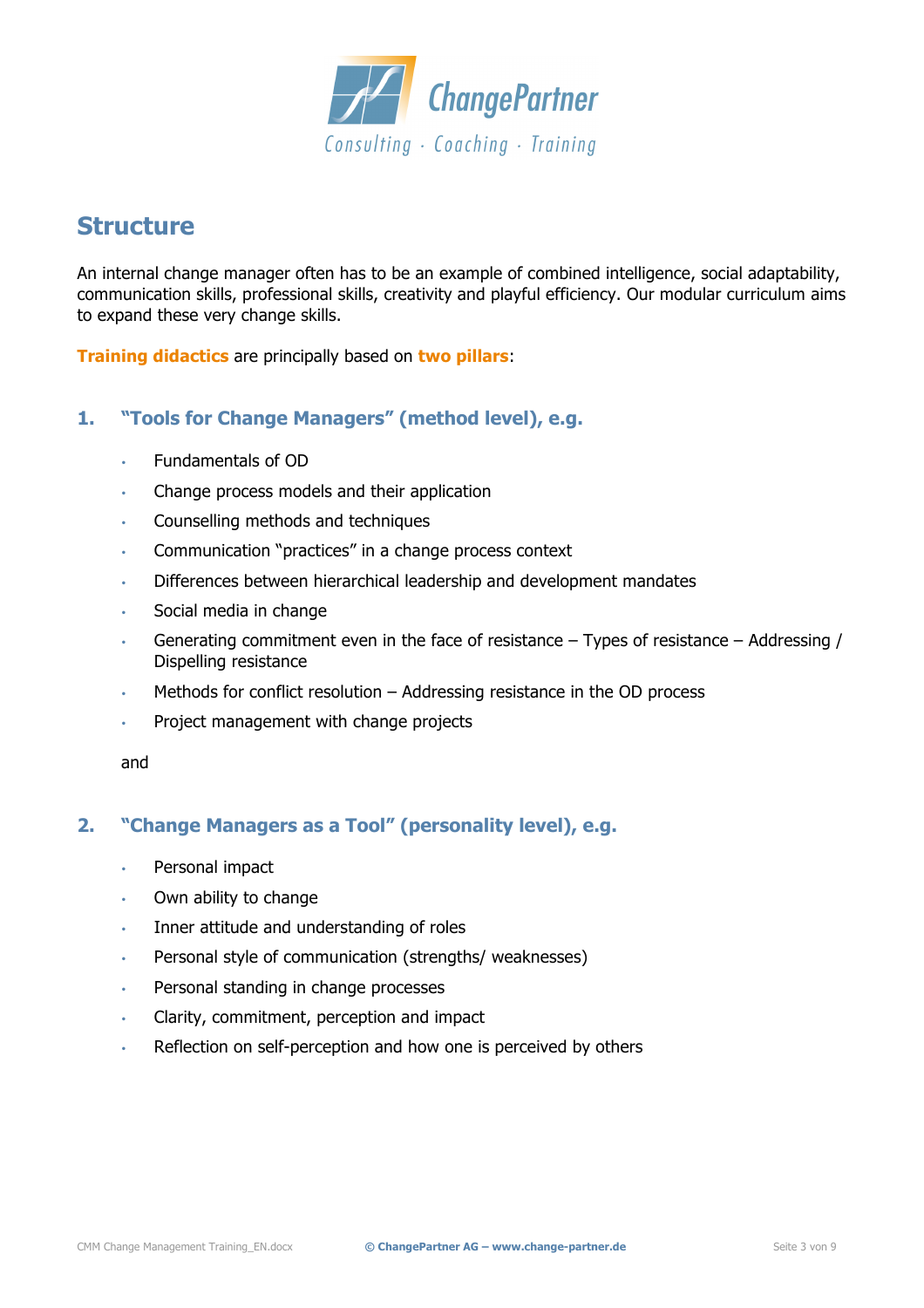## Structure

An internal change manager often has to be an example of combined intelligence, social adaptability, communication skills, professional skills, creativity and playful efficiency. Our modular curriculum aims to expand these very change skills.

**Training didactics** are principally based on **two pillars**:

### 1. "Tools for Change Managers" (method level), e.g.

- Fundamentals of OD
- Change process models and their application
- Counselling methods and techniques
- Communication "practices" in a change process context
- Differences between hierarchical leadership and development mandates
- Social media in change
- Generating commitment even in the face of resistance – Types of resistance – Addressing / Dispelling resistance
- Methods for conflict resolution – Addressing resistance in the OD process
- Project management with change projects

and

### 2. "Change Managers as a Tool" (personality level), e.g.

- Personal impact
- Own ability to change
- Inner attitude and understanding of roles
- Personal style of communication (strengths/ weaknesses)
- Personal standing in change processes
- Clarity, commitment, perception and impact
- Reflection on self-perception and how one is perceived by others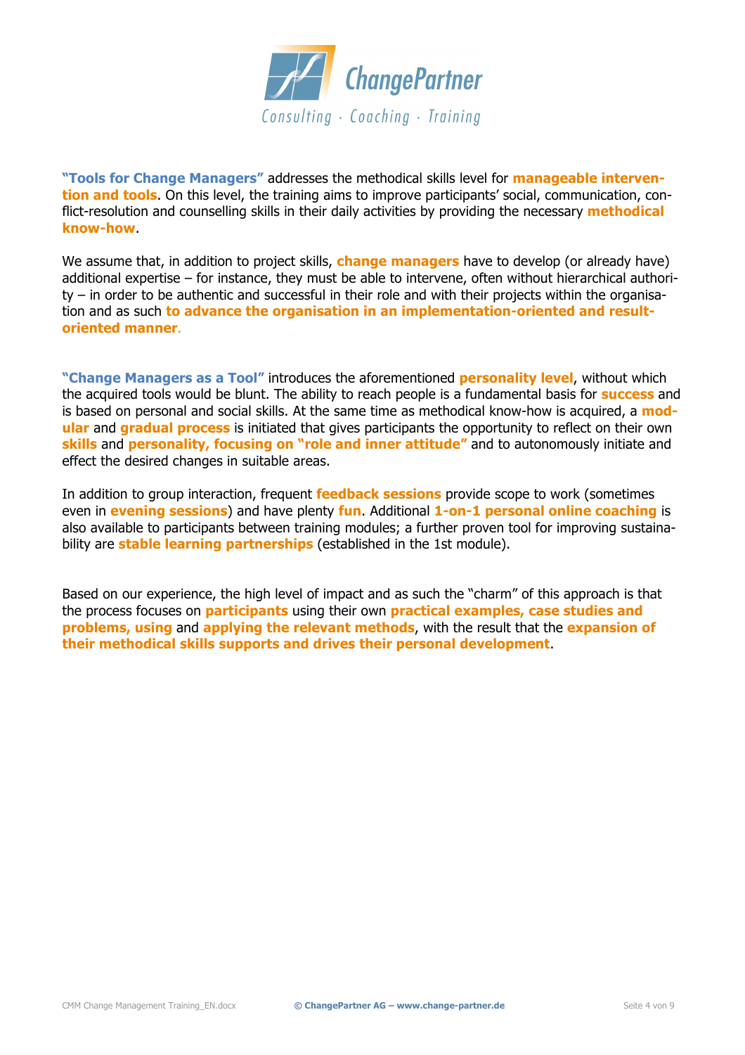**"Tools for Change Managers"** addresses the methodical skills level for **manageable intervention and tools**. On this level, the training aims to improve participants' social, communication, conflict-resolution and counselling skills in their daily activities by providing the necessary **methodical know-how**.

We assume that, in addition to project skills, **change managers** have to develop (or already have) additional expertise – for instance, they must be able to intervene, often without hierarchical authority – in order to be authentic and successful in their role and with their projects within the organisation and as such **to advance the organisation in an implementation-oriented and result-oriented manner**.

**"Change Managers as a Tool"** introduces the aforementioned **personality level**, without which the acquired tools would be blunt. The ability to reach people is a fundamental basis for **success** and is based on personal and social skills. At the same time as methodical know-how is acquired, a **modular** and **gradual process** is initiated that gives participants the opportunity to reflect on their own **skills** and **personality, focusing on "role and inner attitude"** and to autonomously initiate and effect the desired changes in suitable areas.

In addition to group interaction, frequent **feedback sessions** provide scope to work (sometimes even in **evening sessions**) and have plenty **fun**. Additional **1-on-1 personal online coaching** is also available to participants between training modules; a further proven tool for improving sustainability are **stable learning partnerships** (established in the 1st module).

Based on our experience, the high level of impact and as such the "charm" of this approach is that the process focuses on **participants** using their own **practical examples, case studies and problems, using** and **applying the relevant methods**, with the result that the **expansion of their methodical skills supports and drives their personal development**.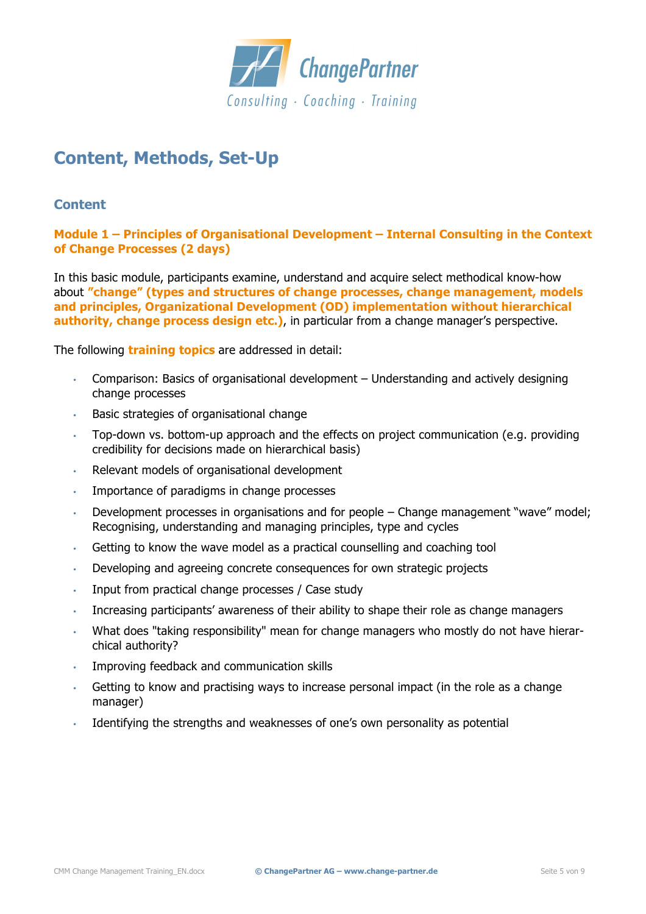# Content, Methods, Set-Up

## Content

### Module 1 – Principles of Organisational Development – Internal Consulting in the Context of Change Processes (2 days)

In this basic module, participants examine, understand and acquire select methodical know-how about **"change" (types and structures of change processes, change management, models and principles, Organizational Development (OD) implementation without hierarchical authority, change process design etc.)**, in particular from a change manager's perspective.

The following **training topics** are addressed in detail:

- Comparison: Basics of organisational development – Understanding and actively designing change processes
- Basic strategies of organisational change
- Top-down vs. bottom-up approach and the effects on project communication (e.g. providing credibility for decisions made on hierarchical basis)
- Relevant models of organisational development
- Importance of paradigms in change processes
- Development processes in organisations and for people – Change management "wave" model; Recognising, understanding and managing principles, type and cycles
- Getting to know the wave model as a practical counselling and coaching tool
- Developing and agreeing concrete consequences for own strategic projects
- Input from practical change processes / Case study
- Increasing participants' awareness of their ability to shape their role as change managers
- What does "taking responsibility" mean for change managers who mostly do not have hierarchical authority?
- Improving feedback and communication skills
- Getting to know and practising ways to increase personal impact (in the role as a change manager)
- Identifying the strengths and weaknesses of one's own personality as potential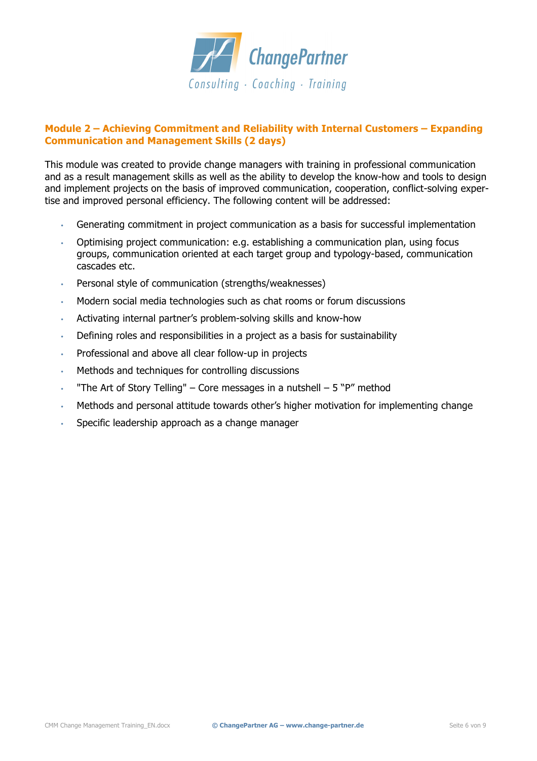## Module 2 – Achieving Commitment and Reliability with Internal Customers – Expanding Communication and Management Skills (2 days)

This module was created to provide change managers with training in professional communication and as a result management skills as well as the ability to develop the know-how and tools to design and implement projects on the basis of improved communication, cooperation, conflict-solving expertise and improved personal efficiency. The following content will be addressed:

- Generating commitment in project communication as a basis for successful implementation
- Optimising project communication: e.g. establishing a communication plan, using focus groups, communication oriented at each target group and typology-based, communication cascades etc.
- Personal style of communication (strengths/weaknesses)
- Modern social media technologies such as chat rooms or forum discussions
- Activating internal partner's problem-solving skills and know-how
- Defining roles and responsibilities in a project as a basis for sustainability
- Professional and above all clear follow-up in projects
- Methods and techniques for controlling discussions
- "The Art of Story Telling" – Core messages in a nutshell – 5 "P" method
- Methods and personal attitude towards other's higher motivation for implementing change
- Specific leadership approach as a change manager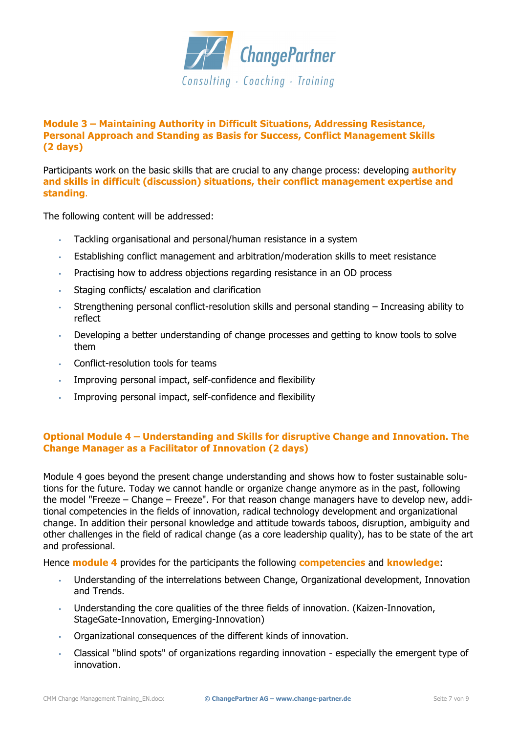## Module 3 – Maintaining Authority in Difficult Situations, Addressing Resistance, Personal Approach and Standing as Basis for Success, Conflict Management Skills (2 days)

Participants work on the basic skills that are crucial to any change process: developing **authority and skills in difficult (discussion) situations, their conflict management expertise and standing**.

The following content will be addressed:

- Tackling organisational and personal/human resistance in a system
- Establishing conflict management and arbitration/moderation skills to meet resistance
- Practising how to address objections regarding resistance in an OD process
- Staging conflicts/ escalation and clarification
- Strengthening personal conflict-resolution skills and personal standing – Increasing ability to reflect
- Developing a better understanding of change processes and getting to know tools to solve them
- Conflict-resolution tools for teams
- Improving personal impact, self-confidence and flexibility
- Improving personal impact, self-confidence and flexibility

## Optional Module 4 – Understanding and Skills for disruptive Change and Innovation. The Change Manager as a Facilitator of Innovation (2 days)

Module 4 goes beyond the present change understanding and shows how to foster sustainable solutions for the future. Today we cannot handle or organize change anymore as in the past, following the model "Freeze – Change – Freeze". For that reason change managers have to develop new, additional competencies in the fields of innovation, radical technology development and organizational change. In addition their personal knowledge and attitude towards taboos, disruption, ambiguity and other challenges in the field of radical change (as a core leadership quality), has to be state of the art and professional.

Hence **module 4** provides for the participants the following **competencies** and **knowledge**:

- Understanding of the interrelations between Change, Organizational development, Innovation and Trends.
- Understanding the core qualities of the three fields of innovation. (Kaizen-Innovation, StageGate-Innovation, Emerging-Innovation)
- Organizational consequences of the different kinds of innovation.
- Classical "blind spots" of organizations regarding innovation - especially the emergent type of innovation.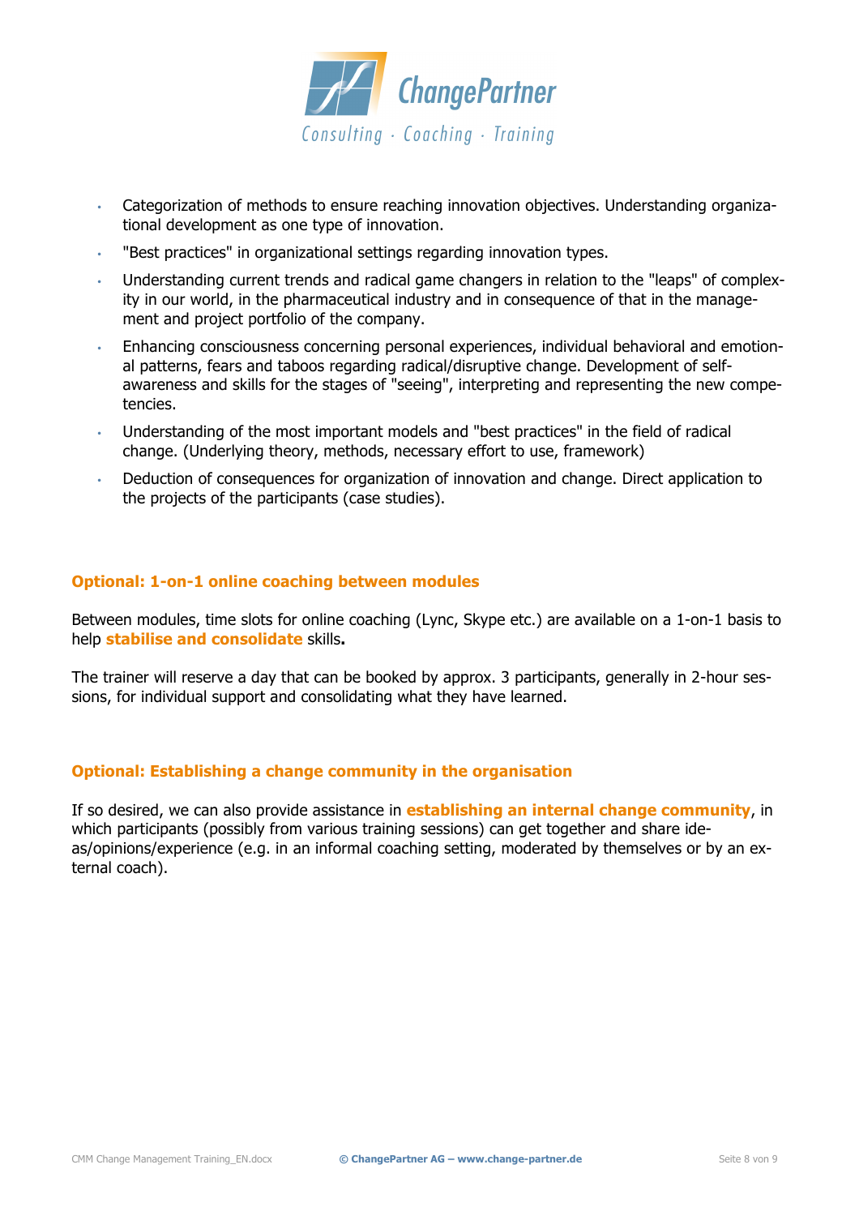- Categorization of methods to ensure reaching innovation objectives. Understanding organizational development as one type of innovation.
- "Best practices" in organizational settings regarding innovation types.
- Understanding current trends and radical game changers in relation to the "leaps" of complexity in our world, in the pharmaceutical industry and in consequence of that in the management and project portfolio of the company.
- Enhancing consciousness concerning personal experiences, individual behavioral and emotional patterns, fears and taboos regarding radical/disruptive change. Development of self-awareness and skills for the stages of "seeing", interpreting and representing the new competencies.
- Understanding of the most important models and "best practices" in the field of radical change. (Underlying theory, methods, necessary effort to use, framework)
- Deduction of consequences for organization of innovation and change. Direct application to the projects of the participants (case studies).

### Optional: 1-on-1 online coaching between modules

Between modules, time slots for online coaching (Lync, Skype etc.) are available on a 1-on-1 basis to help **stabilise and consolidate** skills**.**

The trainer will reserve a day that can be booked by approx. 3 participants, generally in 2-hour sessions, for individual support and consolidating what they have learned.

### Optional: Establishing a change community in the organisation

If so desired, we can also provide assistance in **establishing an internal change community**, in which participants (possibly from various training sessions) can get together and share ideas/opinions/experience (e.g. in an informal coaching setting, moderated by themselves or by an external coach).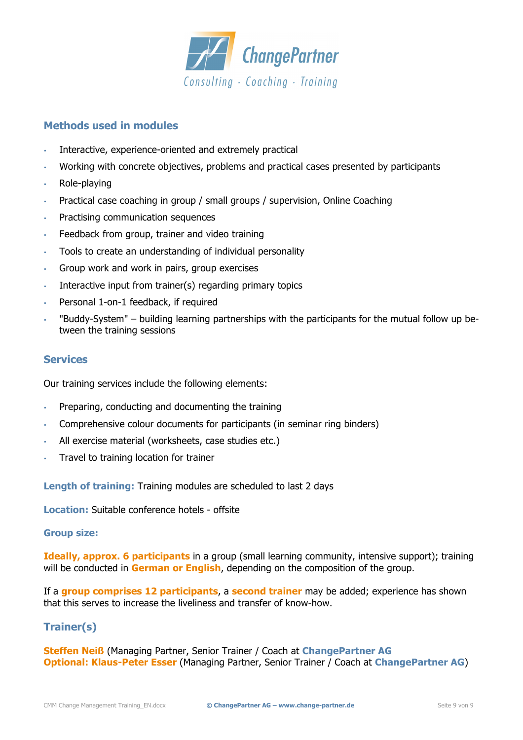ChangePartner

Consulting · Coaching · Training

## Methods used in modules

- Interactive, experience-oriented and extremely practical
- Working with concrete objectives, problems and practical cases presented by participants
- Role-playing
- Practical case coaching in group / small groups / supervision, Online Coaching
- Practising communication sequences
- Feedback from group, trainer and video training
- Tools to create an understanding of individual personality
- Group work and work in pairs, group exercises
- Interactive input from trainer(s) regarding primary topics
- Personal 1-on-1 feedback, if required
- "Buddy-System" – building learning partnerships with the participants for the mutual follow up between the training sessions

## Services

Our training services include the following elements:

- Preparing, conducting and documenting the training
- Comprehensive colour documents for participants (in seminar ring binders)
- All exercise material (worksheets, case studies etc.)
- Travel to training location for trainer

**Length of training:** Training modules are scheduled to last 2 days

**Location:** Suitable conference hotels - offsite

**Group size:**

**Ideally, approx. 6 participants** in a group (small learning community, intensive support); training will be conducted in **German or English**, depending on the composition of the group.

If a **group comprises 12 participants**, a **second trainer** may be added; experience has shown that this serves to increase the liveliness and transfer of know-how.

## Trainer(s)

**Steffen Neiß** (Managing Partner, Senior Trainer / Coach at **ChangePartner AG**
**Optional: Klaus-Peter Esser** (Managing Partner, Senior Trainer / Coach at **ChangePartner AG**)